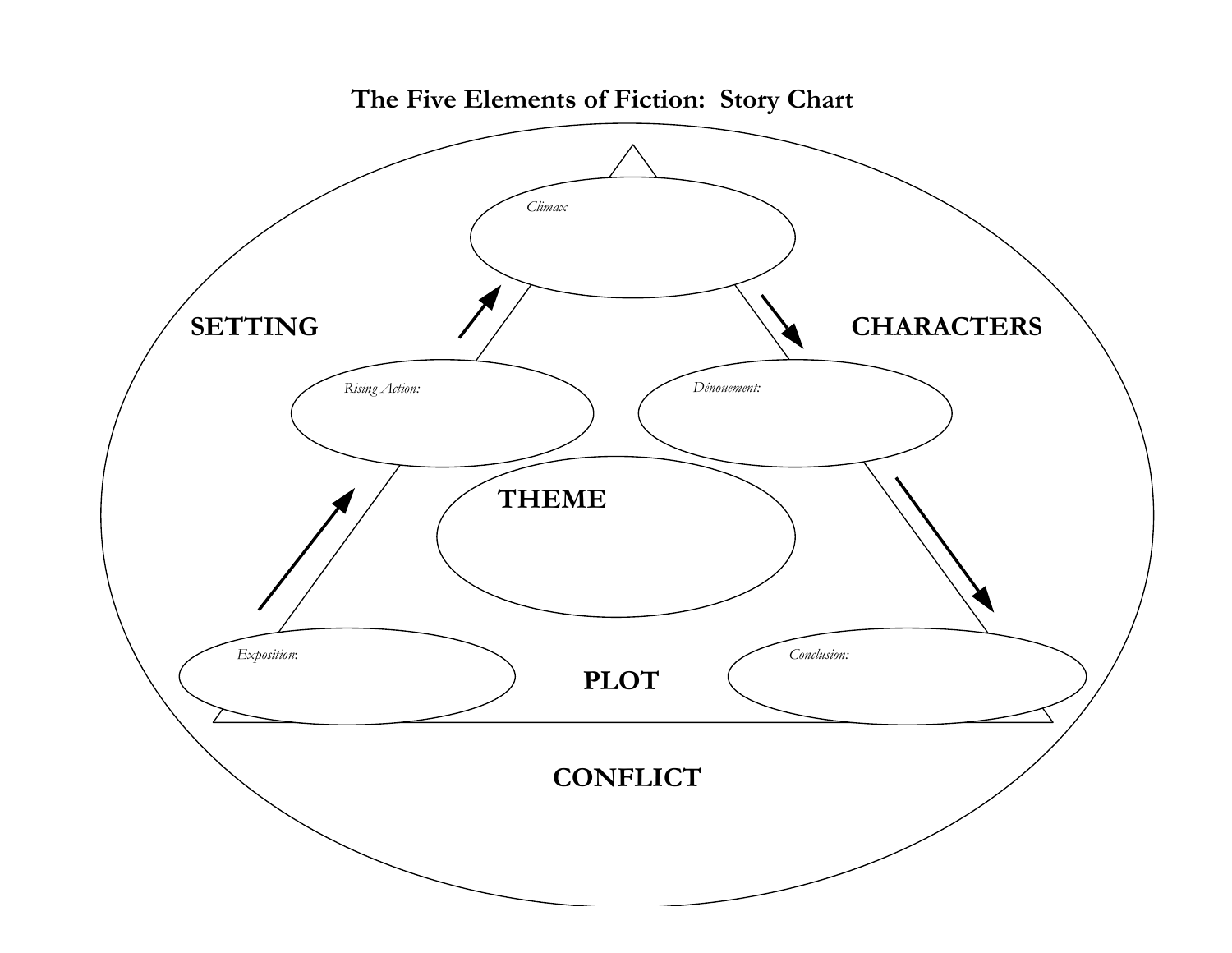# The Five Elements of Fiction: Story Chart

*Climax*

SETTING

CHARACTERS

*Rising Action:*

*Dénouement:*

THEME

*Exposition:*

PLOT

*Conclusion:*

CONFLICT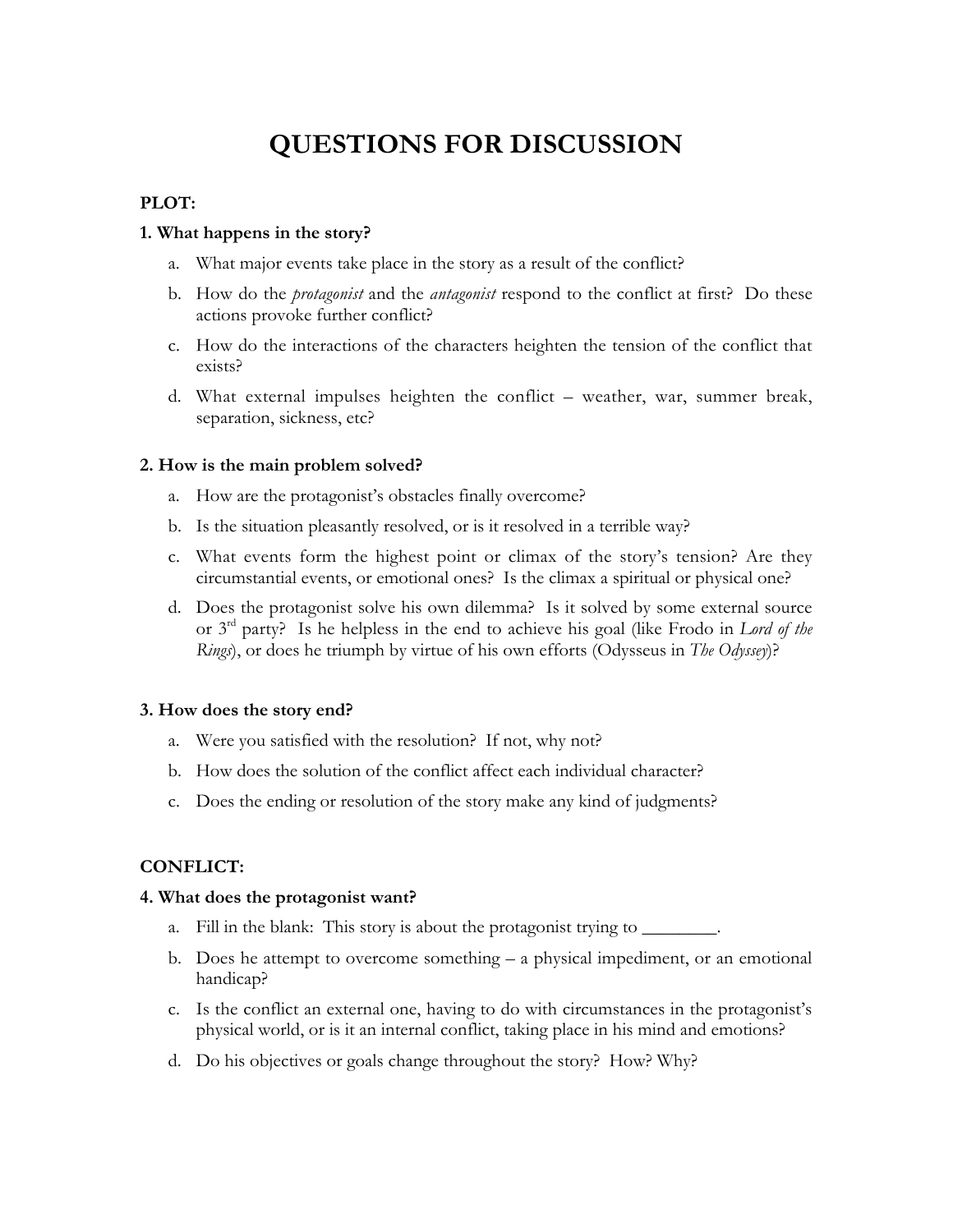# QUESTIONS FOR DISCUSSION

**PLOT:**

**1. What happens in the story?**

a. What major events take place in the story as a result of the conflict?

b. How do the *protagonist* and the *antagonist* respond to the conflict at first? Do these actions provoke further conflict?

c. How do the interactions of the characters heighten the tension of the conflict that exists?

d. What external impulses heighten the conflict – weather, war, summer break, separation, sickness, etc?

**2. How is the main problem solved?**

a. How are the protagonist's obstacles finally overcome?

b. Is the situation pleasantly resolved, or is it resolved in a terrible way?

c. What events form the highest point or climax of the story's tension? Are they circumstantial events, or emotional ones? Is the climax a spiritual or physical one?

d. Does the protagonist solve his own dilemma? Is it solved by some external source or 3rd party? Is he helpless in the end to achieve his goal (like Frodo in *Lord of the Rings*), or does he triumph by virtue of his own efforts (Odysseus in *The Odyssey*)?

**3. How does the story end?**

a. Were you satisfied with the resolution? If not, why not?

b. How does the solution of the conflict affect each individual character?

c. Does the ending or resolution of the story make any kind of judgments?

**CONFLICT:**

**4. What does the protagonist want?**

a. Fill in the blank: This story is about the protagonist trying to ________.

b. Does he attempt to overcome something – a physical impediment, or an emotional handicap?

c. Is the conflict an external one, having to do with circumstances in the protagonist's physical world, or is it an internal conflict, taking place in his mind and emotions?

d. Do his objectives or goals change throughout the story? How? Why?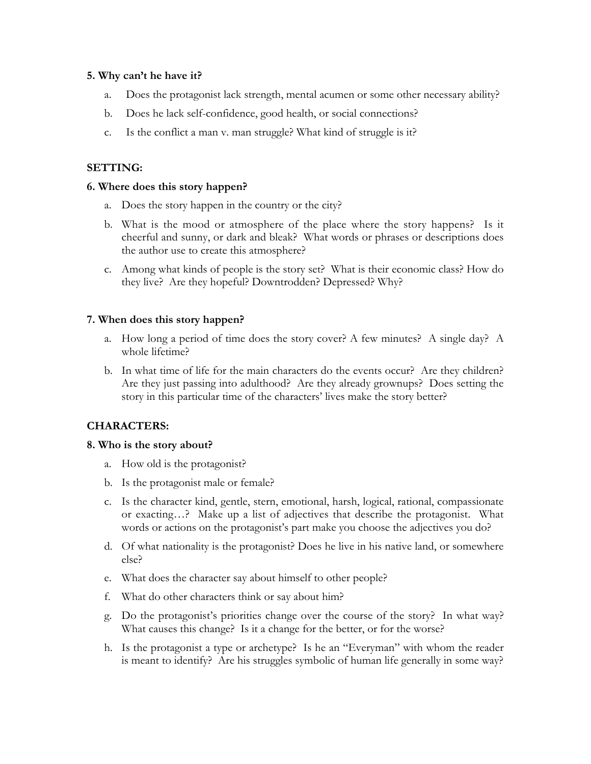**5. Why can't he have it?**

a. Does the protagonist lack strength, mental acumen or some other necessary ability?

b. Does he lack self-confidence, good health, or social connections?

c. Is the conflict a man v. man struggle? What kind of struggle is it?

## SETTING:

**6. Where does this story happen?**

a. Does the story happen in the country or the city?

b. What is the mood or atmosphere of the place where the story happens? Is it cheerful and sunny, or dark and bleak? What words or phrases or descriptions does the author use to create this atmosphere?

c. Among what kinds of people is the story set? What is their economic class? How do they live? Are they hopeful? Downtrodden? Depressed? Why?

**7. When does this story happen?**

a. How long a period of time does the story cover? A few minutes? A single day? A whole lifetime?

b. In what time of life for the main characters do the events occur? Are they children? Are they just passing into adulthood? Are they already grownups? Does setting the story in this particular time of the characters' lives make the story better?

## CHARACTERS:

**8. Who is the story about?**

a. How old is the protagonist?

b. Is the protagonist male or female?

c. Is the character kind, gentle, stern, emotional, harsh, logical, rational, compassionate or exacting…? Make up a list of adjectives that describe the protagonist. What words or actions on the protagonist's part make you choose the adjectives you do?

d. Of what nationality is the protagonist? Does he live in his native land, or somewhere else?

e. What does the character say about himself to other people?

f. What do other characters think or say about him?

g. Do the protagonist's priorities change over the course of the story? In what way? What causes this change? Is it a change for the better, or for the worse?

h. Is the protagonist a type or archetype? Is he an "Everyman" with whom the reader is meant to identify? Are his struggles symbolic of human life generally in some way?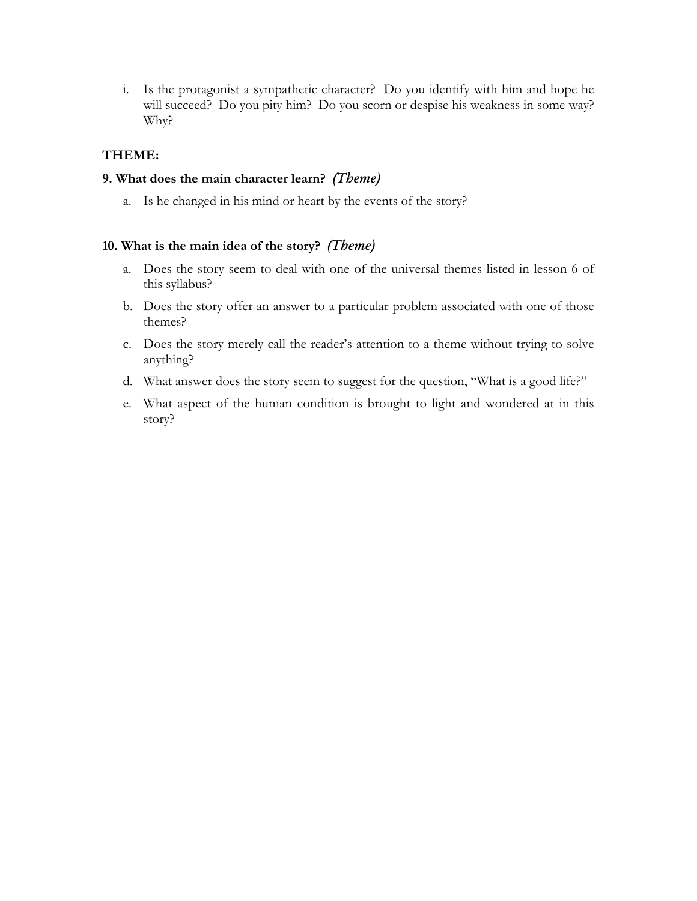i. Is the protagonist a sympathetic character? Do you identify with him and hope he will succeed? Do you pity him? Do you scorn or despise his weakness in some way? Why?

**THEME:**

**9. What does the main character learn?** *(Theme)*

a. Is he changed in his mind or heart by the events of the story?

**10. What is the main idea of the story?** *(Theme)*

a. Does the story seem to deal with one of the universal themes listed in lesson 6 of this syllabus?

b. Does the story offer an answer to a particular problem associated with one of those themes?

c. Does the story merely call the reader's attention to a theme without trying to solve anything?

d. What answer does the story seem to suggest for the question, "What is a good life?"

e. What aspect of the human condition is brought to light and wondered at in this story?